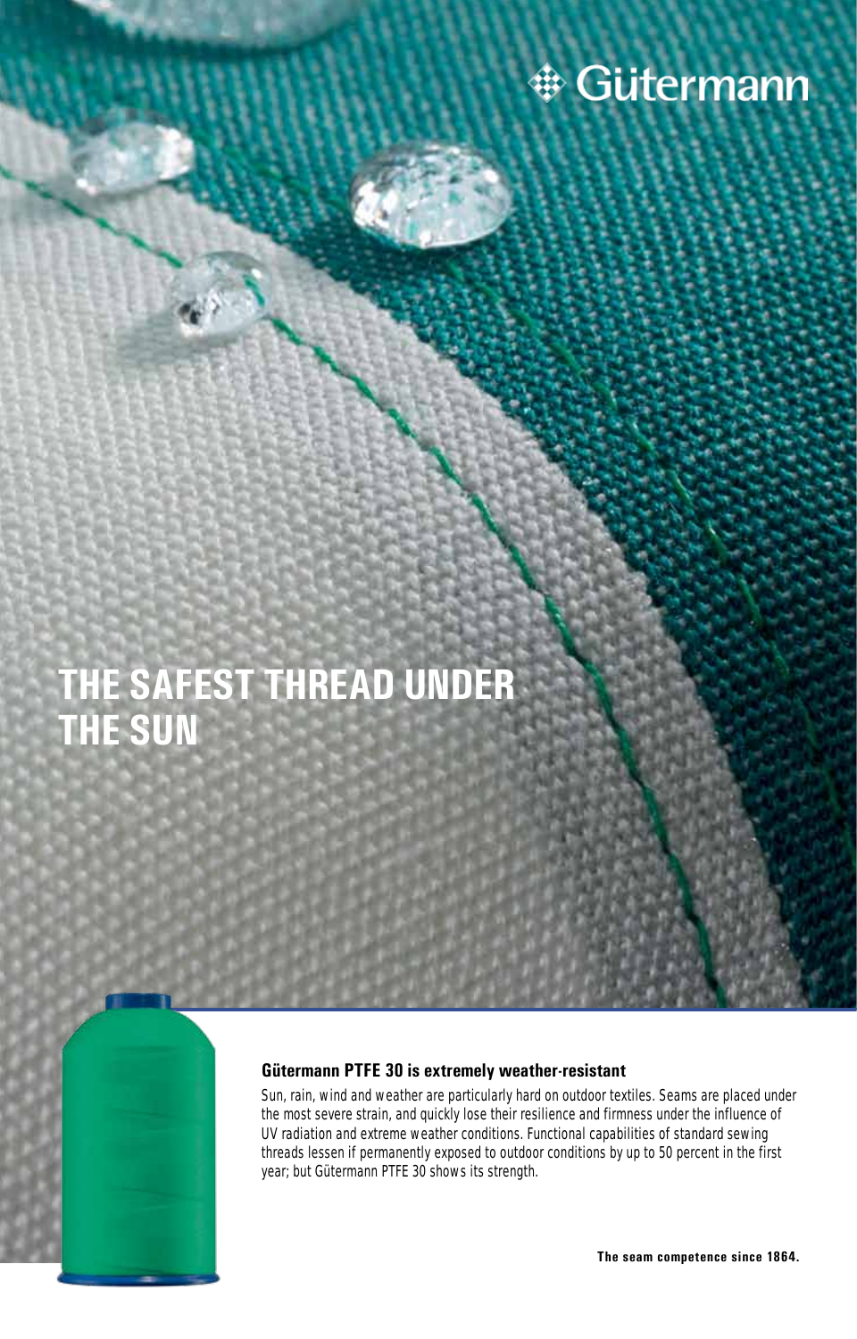Gütermann

# THE SAFEST THREAD UNDER THE SUN

**Gütermann PTFE 30 is extremely weather-resistant**

Sun, rain, wind and weather are particularly hard on outdoor textiles. Seams are placed under the most severe strain, and quickly lose their resilience and firmness under the influence of UV radiation and extreme weather conditions. Functional capabilities of standard sewing threads lessen if permanently exposed to outdoor conditions by up to 50 percent in the first year; but Gütermann PTFE 30 shows its strength.

**The seam competence since 1864.**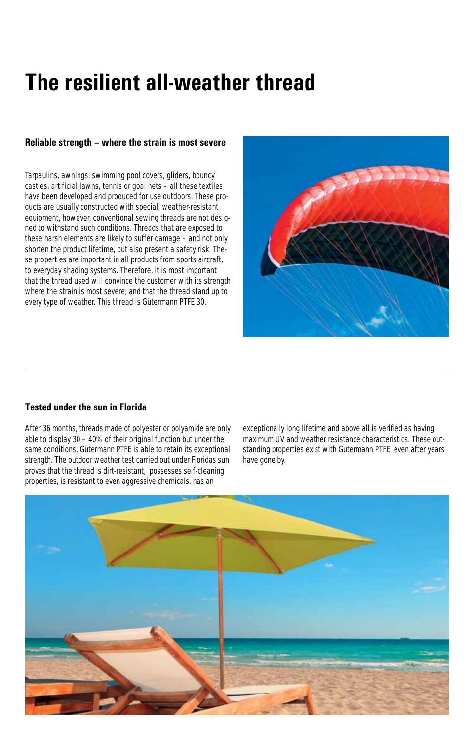# The resilient all-weather thread

### Reliable strength – where the strain is most severe

Tarpaulins, awnings, swimming pool covers, gliders, bouncy castles, artificial lawns, tennis or goal nets – all these textiles have been developed and produced for use outdoors. These products are usually constructed with special, weather-resistant equipment, however, conventional sewing threads are not designed to withstand such conditions. Threads that are exposed to these harsh elements are likely to suffer damage – and not only shorten the product lifetime, but also present a safety risk. These properties are important in all products from sports aircraft, to everyday shading systems. Therefore, it is most important that the thread used will convince the customer with its strength where the strain is most severe; and that the thread stand up to every type of weather. This thread is Gütermann PTFE 30.

---

### Tested under the sun in Florida

After 36 months, threads made of polyester or polyamide are only able to display 30 – 40% of their original function but under the same conditions, Gütermann PTFE is able to retain its exceptional strength. The outdoor weather test carried out under Floridas sun proves that the thread is dirt-resistant, possesses self-cleaning properties, is resistant to even aggressive chemicals, has an exceptionally long lifetime and above all is verified as having maximum UV and weather resistance characteristics. These outstanding properties exist with Gutermann PTFE even after years have gone by.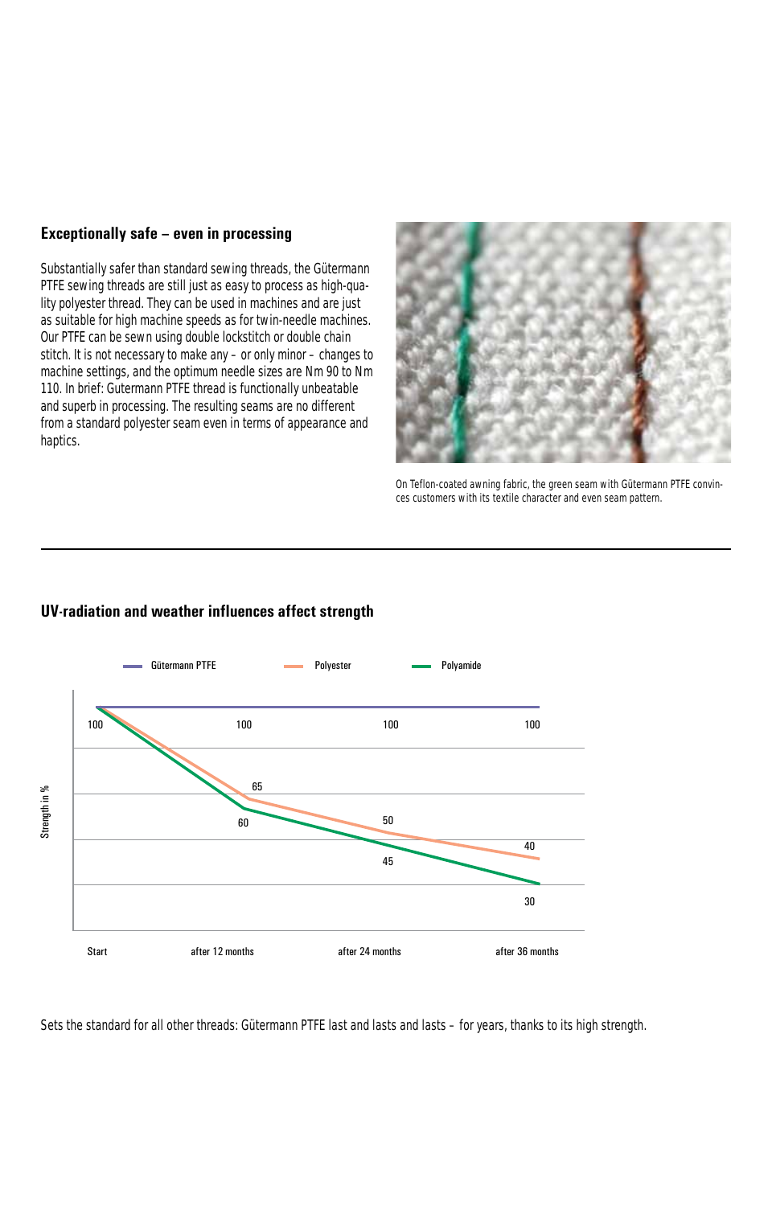## Exceptionally safe – even in processing

Substantially safer than standard sewing threads, the Gütermann PTFE sewing threads are still just as easy to process as high-quality polyester thread. They can be used in machines and are just as suitable for high machine speeds as for twin-needle machines. Our PTFE can be sewn using double lockstitch or double chain stitch. It is not necessary to make any – or only minor – changes to machine settings, and the optimum needle sizes are Nm 90 to Nm 110. In brief: Gutermann PTFE thread is functionally unbeatable and superb in processing. The resulting seams are no different from a standard polyester seam even in terms of appearance and haptics.

On Teflon-coated awning fabric, the green seam with Gütermann PTFE convinces customers with its textile character and even seam pattern.

## UV-radiation and weather influences affect strength

| Strength in % | Start | after 12 months | after 24 months | after 36 months |
|---|---|---|---|---|
| Gütermann PTFE | 100 | 100 | 100 | 100 |
| Polyester | 100 | 65 | 50 | 40 |
| Polyamide | 100 | 60 | 45 | 30 |

Sets the standard for all other threads: Gütermann PTFE last and lasts and lasts – for years, thanks to its high strength.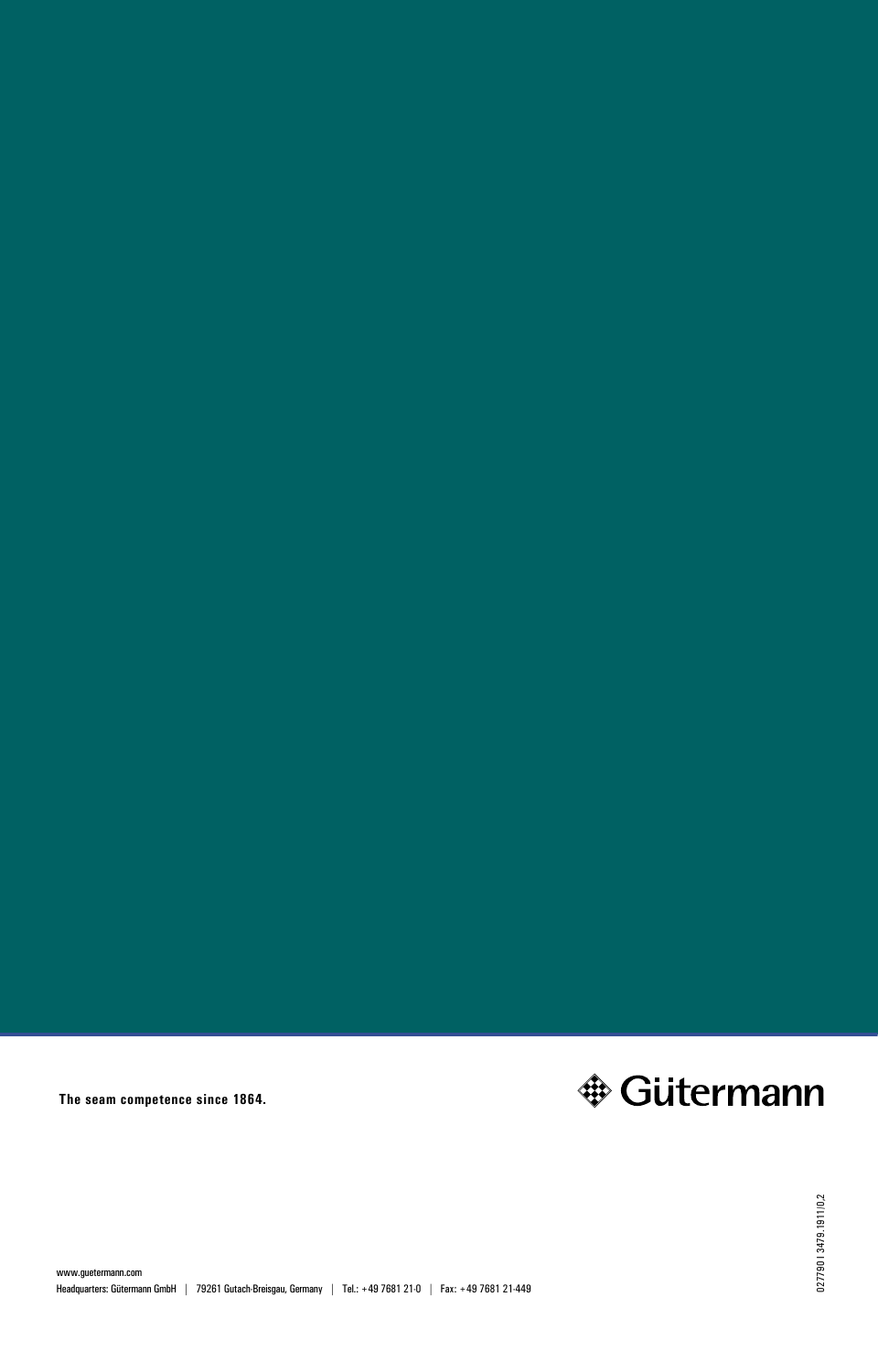**The seam competence since 1864.**

Gütermann

www.guetermann.com

Headquarters: Gütermann GmbH | 79261 Gutach-Breisgau, Germany | Tel.: +49 7681 21-0 | Fax: +49 7681 21-449

027790 I 3479.1911/0,2